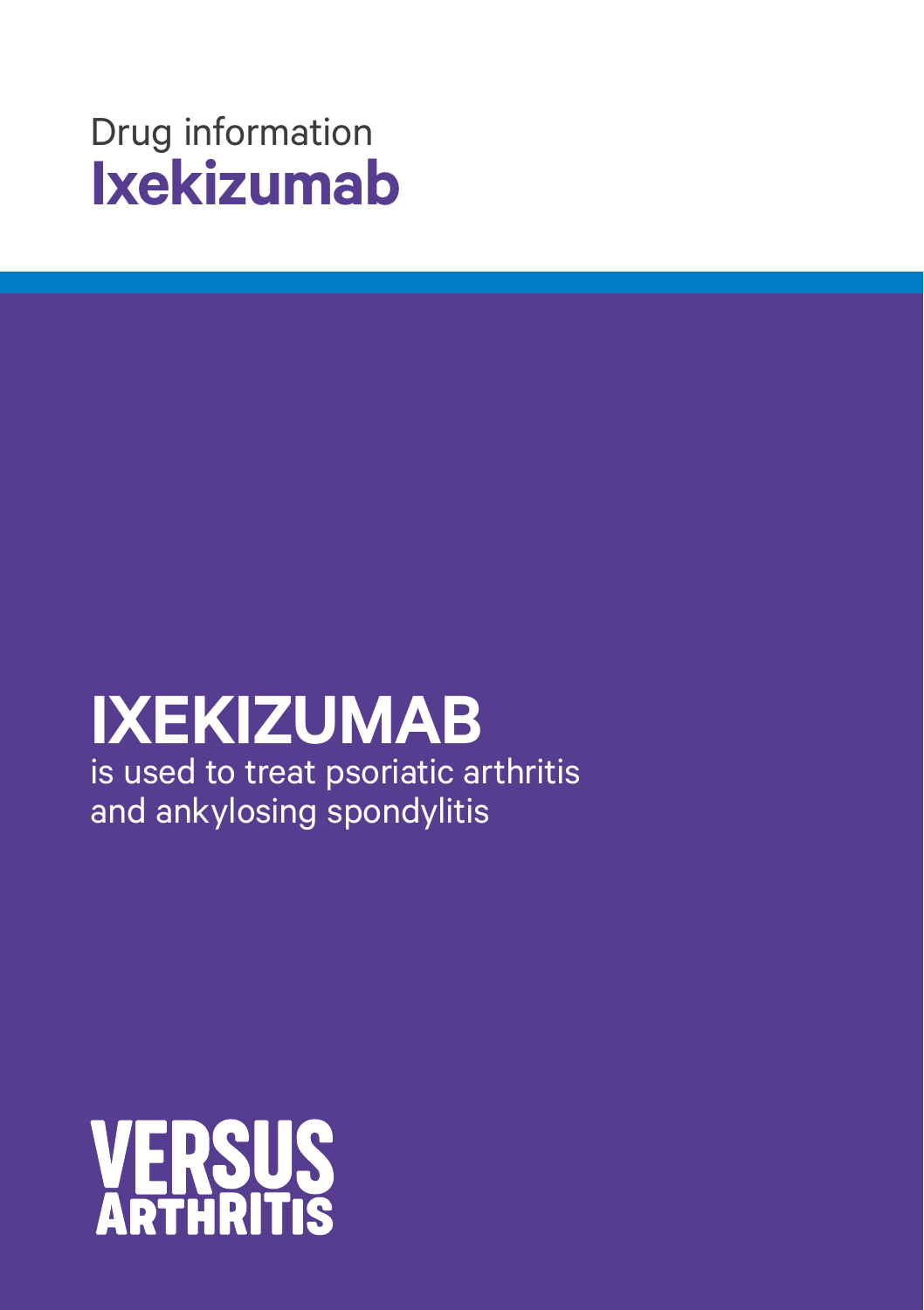Drug information

# Ixekizumab

## IXEKIZUMAB

is used to treat psoriatic arthritis and ankylosing spondylitis

VERSUS ARTHRITIS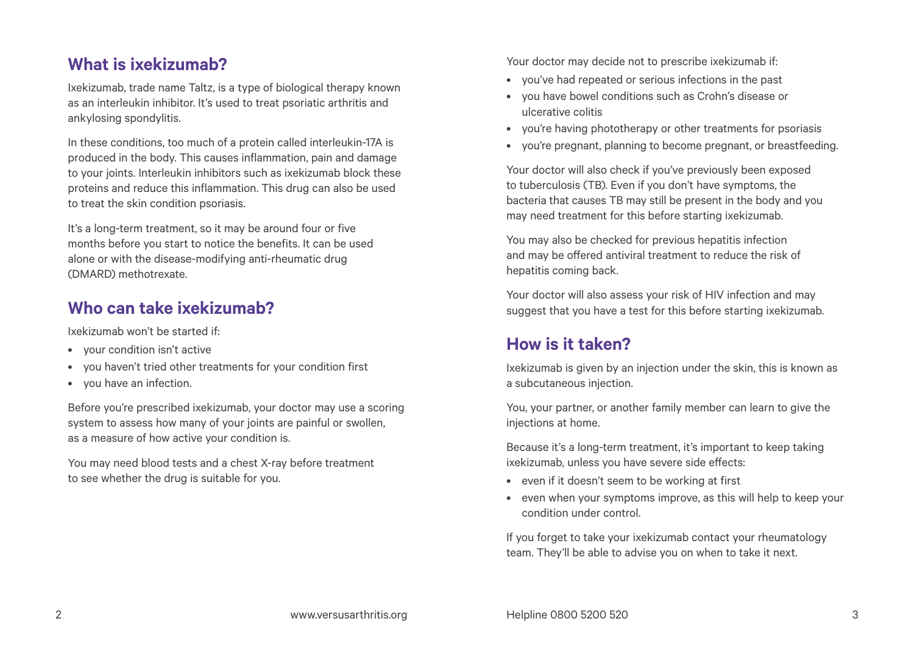## What is ixekizumab?

Ixekizumab, trade name Taltz, is a type of biological therapy known as an interleukin inhibitor. It's used to treat psoriatic arthritis and ankylosing spondylitis.

In these conditions, too much of a protein called interleukin-17A is produced in the body. This causes inflammation, pain and damage to your joints. Interleukin inhibitors such as ixekizumab block these proteins and reduce this inflammation. This drug can also be used to treat the skin condition psoriasis.

It's a long-term treatment, so it may be around four or five months before you start to notice the benefits. It can be used alone or with the disease-modifying anti-rheumatic drug (DMARD) methotrexate.

## Who can take ixekizumab?

Ixekizumab won't be started if:

- your condition isn't active
- you haven't tried other treatments for your condition first
- you have an infection.

Before you're prescribed ixekizumab, your doctor may use a scoring system to assess how many of your joints are painful or swollen, as a measure of how active your condition is.

You may need blood tests and a chest X-ray before treatment to see whether the drug is suitable for you.

Your doctor may decide not to prescribe ixekizumab if:

- you've had repeated or serious infections in the past
- you have bowel conditions such as Crohn's disease or ulcerative colitis
- you're having phototherapy or other treatments for psoriasis
- you're pregnant, planning to become pregnant, or breastfeeding.

Your doctor will also check if you've previously been exposed to tuberculosis (TB). Even if you don't have symptoms, the bacteria that causes TB may still be present in the body and you may need treatment for this before starting ixekizumab.

You may also be checked for previous hepatitis infection and may be offered antiviral treatment to reduce the risk of hepatitis coming back.

Your doctor will also assess your risk of HIV infection and may suggest that you have a test for this before starting ixekizumab.

## How is it taken?

Ixekizumab is given by an injection under the skin, this is known as a subcutaneous injection.

You, your partner, or another family member can learn to give the injections at home.

Because it's a long-term treatment, it's important to keep taking ixekizumab, unless you have severe side effects:

- even if it doesn't seem to be working at first
- even when your symptoms improve, as this will help to keep your condition under control.

If you forget to take your ixekizumab contact your rheumatology team. They'll be able to advise you on when to take it next.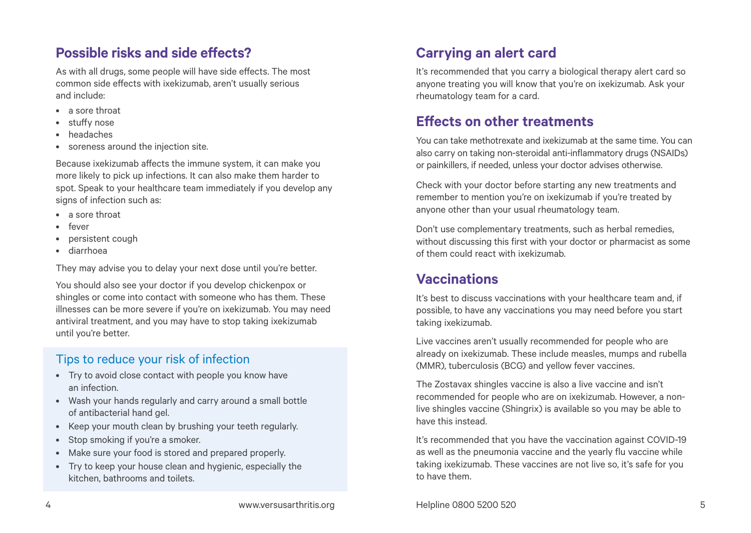## Possible risks and side effects?

As with all drugs, some people will have side effects. The most common side effects with ixekizumab, aren't usually serious and include:

- a sore throat
- stuffy nose
- headaches
- soreness around the injection site.

Because ixekizumab affects the immune system, it can make you more likely to pick up infections. It can also make them harder to spot. Speak to your healthcare team immediately if you develop any signs of infection such as:

- a sore throat
- fever
- persistent cough
- diarrhoea

They may advise you to delay your next dose until you're better.

You should also see your doctor if you develop chickenpox or shingles or come into contact with someone who has them. These illnesses can be more severe if you're on ixekizumab. You may need antiviral treatment, and you may have to stop taking ixekizumab until you're better.

### Tips to reduce your risk of infection

- Try to avoid close contact with people you know have an infection.
- Wash your hands regularly and carry around a small bottle of antibacterial hand gel.
- Keep your mouth clean by brushing your teeth regularly.
- Stop smoking if you're a smoker.
- Make sure your food is stored and prepared properly.
- Try to keep your house clean and hygienic, especially the kitchen, bathrooms and toilets.

## Carrying an alert card

It's recommended that you carry a biological therapy alert card so anyone treating you will know that you're on ixekizumab. Ask your rheumatology team for a card.

## Effects on other treatments

You can take methotrexate and ixekizumab at the same time. You can also carry on taking non-steroidal anti-inflammatory drugs (NSAIDs) or painkillers, if needed, unless your doctor advises otherwise.

Check with your doctor before starting any new treatments and remember to mention you're on ixekizumab if you're treated by anyone other than your usual rheumatology team.

Don't use complementary treatments, such as herbal remedies, without discussing this first with your doctor or pharmacist as some of them could react with ixekizumab.

## Vaccinations

It's best to discuss vaccinations with your healthcare team and, if possible, to have any vaccinations you may need before you start taking ixekizumab.

Live vaccines aren't usually recommended for people who are already on ixekizumab. These include measles, mumps and rubella (MMR), tuberculosis (BCG) and yellow fever vaccines.

The Zostavax shingles vaccine is also a live vaccine and isn't recommended for people who are on ixekizumab. However, a non-live shingles vaccine (Shingrix) is available so you may be able to have this instead.

It's recommended that you have the vaccination against COVID-19 as well as the pneumonia vaccine and the yearly flu vaccine while taking ixekizumab. These vaccines are not live so, it's safe for you to have them.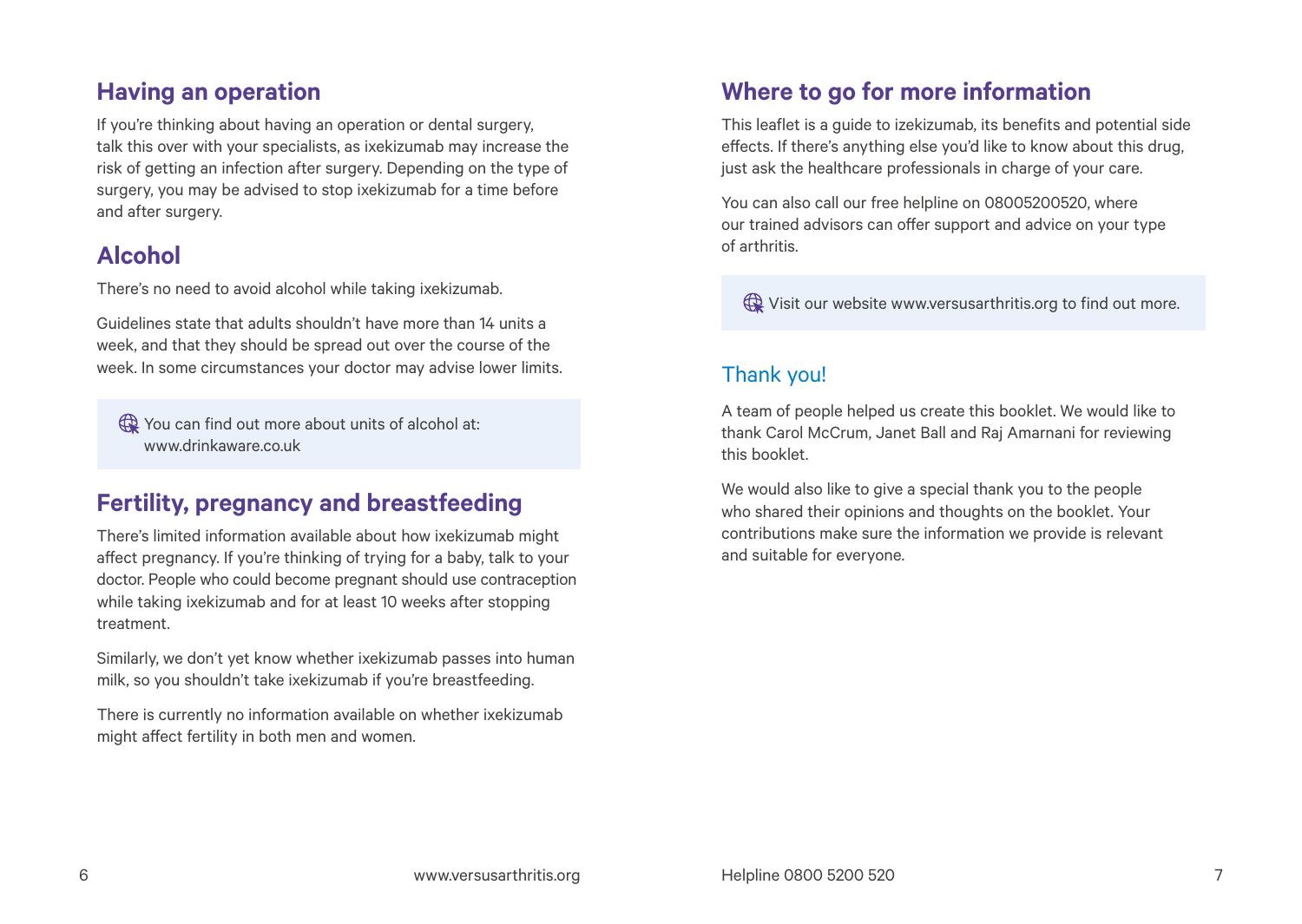## Having an operation

If you're thinking about having an operation or dental surgery, talk this over with your specialists, as ixekizumab may increase the risk of getting an infection after surgery. Depending on the type of surgery, you may be advised to stop ixekizumab for a time before and after surgery.

## Alcohol

There's no need to avoid alcohol while taking ixekizumab.

Guidelines state that adults shouldn't have more than 14 units a week, and that they should be spread out over the course of the week. In some circumstances your doctor may advise lower limits.

> You can find out more about units of alcohol at: www.drinkaware.co.uk

## Fertility, pregnancy and breastfeeding

There's limited information available about how ixekizumab might affect pregnancy. If you're thinking of trying for a baby, talk to your doctor. People who could become pregnant should use contraception while taking ixekizumab and for at least 10 weeks after stopping treatment.

Similarly, we don't yet know whether ixekizumab passes into human milk, so you shouldn't take ixekizumab if you're breastfeeding.

There is currently no information available on whether ixekizumab might affect fertility in both men and women.

## Where to go for more information

This leaflet is a guide to izekizumab, its benefits and potential side effects. If there's anything else you'd like to know about this drug, just ask the healthcare professionals in charge of your care.

You can also call our free helpline on 08005200520, where our trained advisors can offer support and advice on your type of arthritis.

> Visit our website www.versusarthritis.org to find out more.

### Thank you!

A team of people helped us create this booklet. We would like to thank Carol McCrum, Janet Ball and Raj Amarnani for reviewing this booklet.

We would also like to give a special thank you to the people who shared their opinions and thoughts on the booklet. Your contributions make sure the information we provide is relevant and suitable for everyone.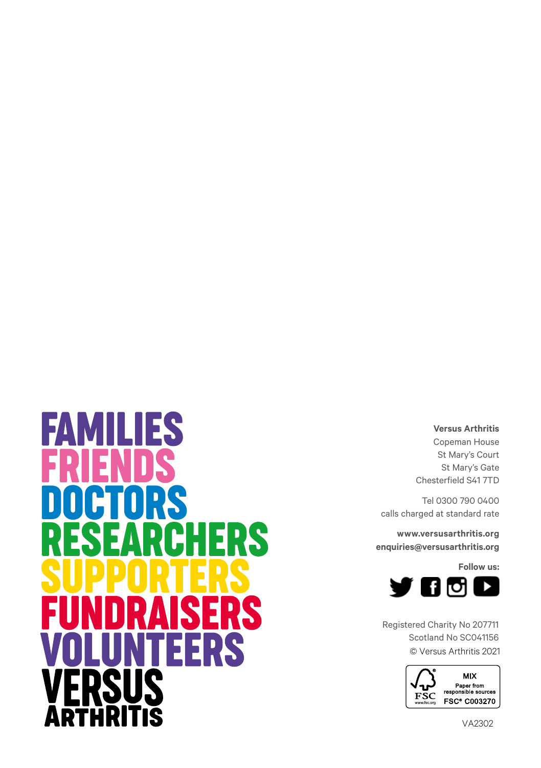FAMILIES
FRIENDS
DOCTORS
RESEARCHERS
SUPPORTERS
FUNDRAISERS
VOLUNTEERS
VERSUS
ARTHRITIS

**Versus Arthritis**
Copeman House
St Mary's Court
St Mary's Gate
Chesterfield S41 7TD

Tel 0300 790 0400
calls charged at standard rate

**www.versusarthritis.org**
**enquiries@versusarthritis.org**

**Follow us:**

Registered Charity No 207711
Scotland No SC041156
© Versus Arthritis 2021

MIX
Paper from responsible sources
FSC® C003270
FSC
www.fsc.org

VA2302